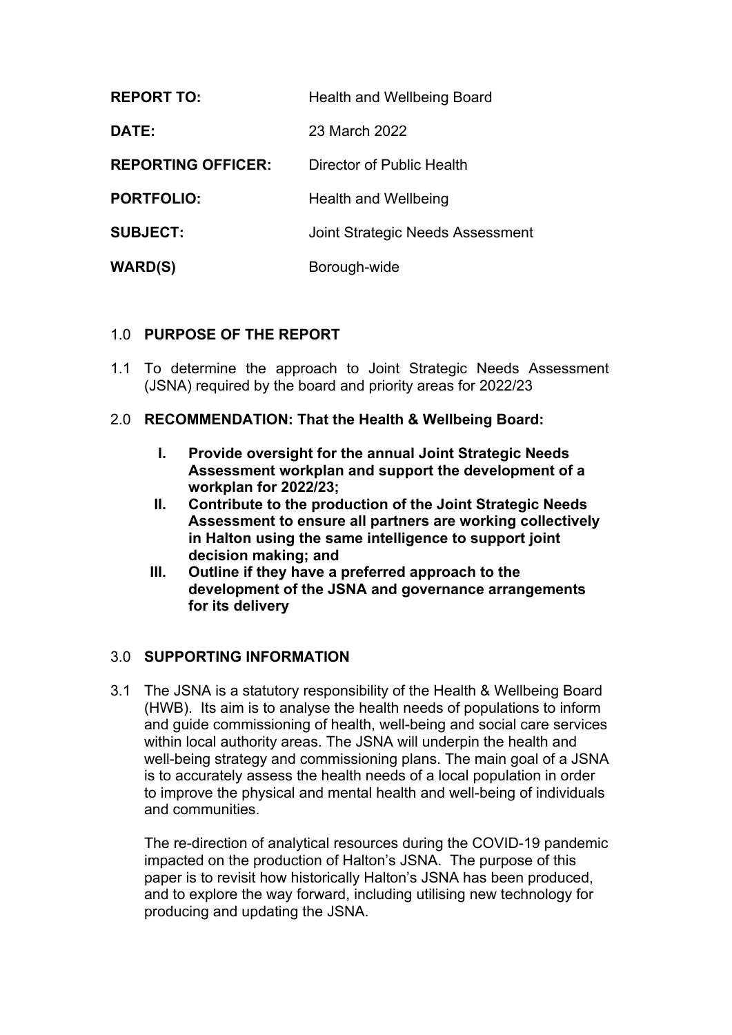| | |
|---|---|
| **REPORT TO:** | Health and Wellbeing Board |
| **DATE:** | 23 March 2022 |
| **REPORTING OFFICER:** | Director of Public Health |
| **PORTFOLIO:** | Health and Wellbeing |
| **SUBJECT:** | Joint Strategic Needs Assessment |
| **WARD(S)** | Borough-wide |

## 1.0 PURPOSE OF THE REPORT

1.1 To determine the approach to Joint Strategic Needs Assessment (JSNA) required by the board and priority areas for 2022/23

## 2.0 RECOMMENDATION: That the Health & Wellbeing Board:

I. **Provide oversight for the annual Joint Strategic Needs Assessment workplan and support the development of a workplan for 2022/23;**

II. **Contribute to the production of the Joint Strategic Needs Assessment to ensure all partners are working collectively in Halton using the same intelligence to support joint decision making; and**

III. **Outline if they have a preferred approach to the development of the JSNA and governance arrangements for its delivery**

## 3.0 SUPPORTING INFORMATION

3.1 The JSNA is a statutory responsibility of the Health & Wellbeing Board (HWB). Its aim is to analyse the health needs of populations to inform and guide commissioning of health, well-being and social care services within local authority areas. The JSNA will underpin the health and well-being strategy and commissioning plans. The main goal of a JSNA is to accurately assess the health needs of a local population in order to improve the physical and mental health and well-being of individuals and communities.

The re-direction of analytical resources during the COVID-19 pandemic impacted on the production of Halton's JSNA. The purpose of this paper is to revisit how historically Halton's JSNA has been produced, and to explore the way forward, including utilising new technology for producing and updating the JSNA.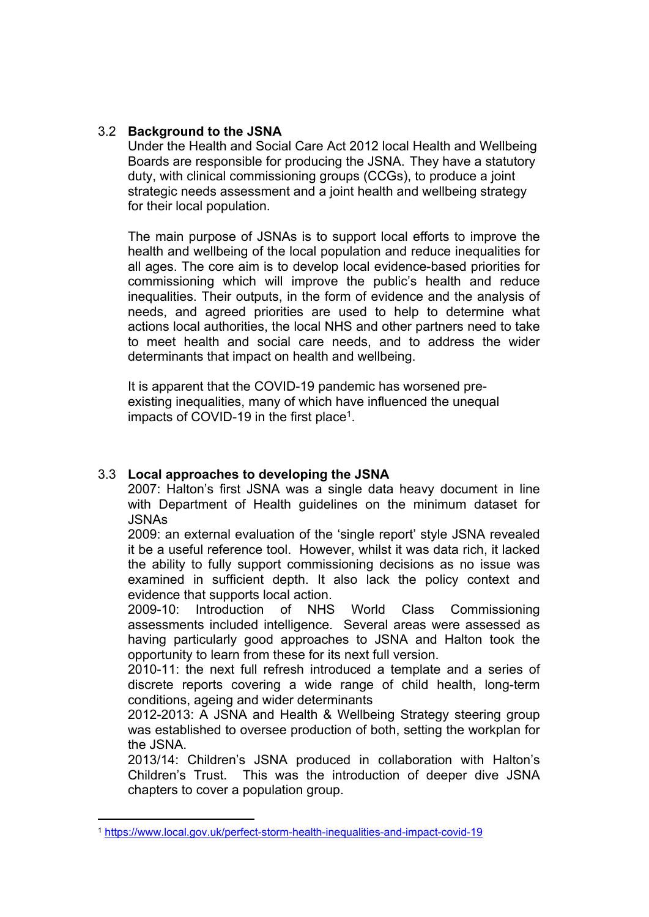### 3.2 Background to the JSNA

Under the Health and Social Care Act 2012 local Health and Wellbeing Boards are responsible for producing the JSNA. They have a statutory duty, with clinical commissioning groups (CCGs), to produce a joint strategic needs assessment and a joint health and wellbeing strategy for their local population.

The main purpose of JSNAs is to support local efforts to improve the health and wellbeing of the local population and reduce inequalities for all ages. The core aim is to develop local evidence-based priorities for commissioning which will improve the public's health and reduce inequalities. Their outputs, in the form of evidence and the analysis of needs, and agreed priorities are used to help to determine what actions local authorities, the local NHS and other partners need to take to meet health and social care needs, and to address the wider determinants that impact on health and wellbeing.

It is apparent that the COVID-19 pandemic has worsened pre-existing inequalities, many of which have influenced the unequal impacts of COVID-19 in the first place[1].

### 3.3 Local approaches to developing the JSNA

2007: Halton's first JSNA was a single data heavy document in line with Department of Health guidelines on the minimum dataset for JSNAs

2009: an external evaluation of the 'single report' style JSNA revealed it be a useful reference tool. However, whilst it was data rich, it lacked the ability to fully support commissioning decisions as no issue was examined in sufficient depth. It also lack the policy context and evidence that supports local action.

2009-10: Introduction of NHS World Class Commissioning assessments included intelligence. Several areas were assessed as having particularly good approaches to JSNA and Halton took the opportunity to learn from these for its next full version.

2010-11: the next full refresh introduced a template and a series of discrete reports covering a wide range of child health, long-term conditions, ageing and wider determinants

2012-2013: A JSNA and Health & Wellbeing Strategy steering group was established to oversee production of both, setting the workplan for the JSNA.

2013/14: Children's JSNA produced in collaboration with Halton's Children's Trust. This was the introduction of deeper dive JSNA chapters to cover a population group.

---

[1] https://www.local.gov.uk/perfect-storm-health-inequalities-and-impact-covid-19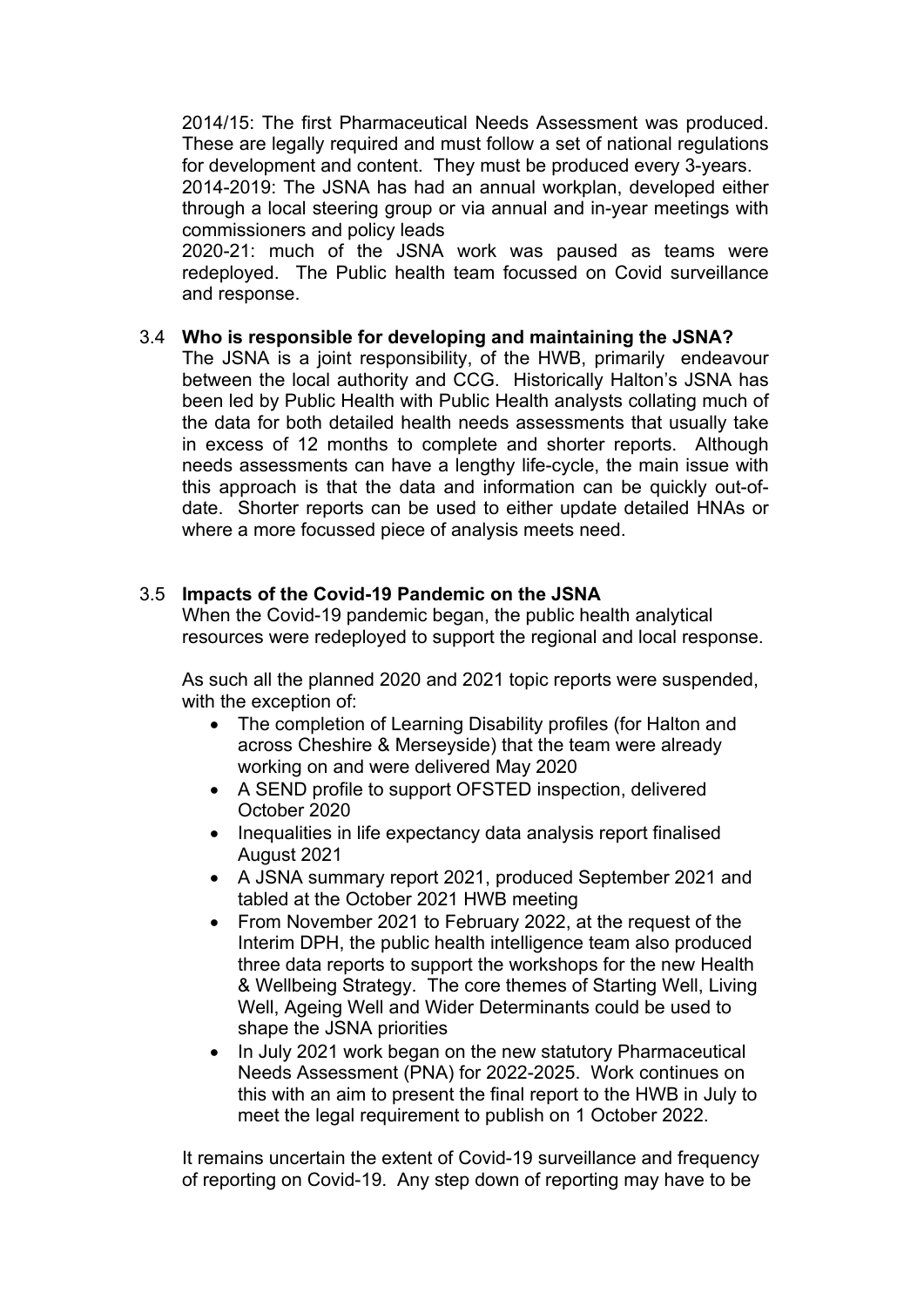2014/15: The first Pharmaceutical Needs Assessment was produced. These are legally required and must follow a set of national regulations for development and content. They must be produced every 3-years.

2014-2019: The JSNA has had an annual workplan, developed either through a local steering group or via annual and in-year meetings with commissioners and policy leads

2020-21: much of the JSNA work was paused as teams were redeployed. The Public health team focussed on Covid surveillance and response.

### 3.4 Who is responsible for developing and maintaining the JSNA?

The JSNA is a joint responsibility, of the HWB, primarily endeavour between the local authority and CCG. Historically Halton's JSNA has been led by Public Health with Public Health analysts collating much of the data for both detailed health needs assessments that usually take in excess of 12 months to complete and shorter reports. Although needs assessments can have a lengthy life-cycle, the main issue with this approach is that the data and information can be quickly out-of-date. Shorter reports can be used to either update detailed HNAs or where a more focussed piece of analysis meets need.

### 3.5 Impacts of the Covid-19 Pandemic on the JSNA

When the Covid-19 pandemic began, the public health analytical resources were redeployed to support the regional and local response.

As such all the planned 2020 and 2021 topic reports were suspended, with the exception of:

- The completion of Learning Disability profiles (for Halton and across Cheshire & Merseyside) that the team were already working on and were delivered May 2020
- A SEND profile to support OFSTED inspection, delivered October 2020
- Inequalities in life expectancy data analysis report finalised August 2021
- A JSNA summary report 2021, produced September 2021 and tabled at the October 2021 HWB meeting
- From November 2021 to February 2022, at the request of the Interim DPH, the public health intelligence team also produced three data reports to support the workshops for the new Health & Wellbeing Strategy. The core themes of Starting Well, Living Well, Ageing Well and Wider Determinants could be used to shape the JSNA priorities
- In July 2021 work began on the new statutory Pharmaceutical Needs Assessment (PNA) for 2022-2025. Work continues on this with an aim to present the final report to the HWB in July to meet the legal requirement to publish on 1 October 2022.

It remains uncertain the extent of Covid-19 surveillance and frequency of reporting on Covid-19. Any step down of reporting may have to be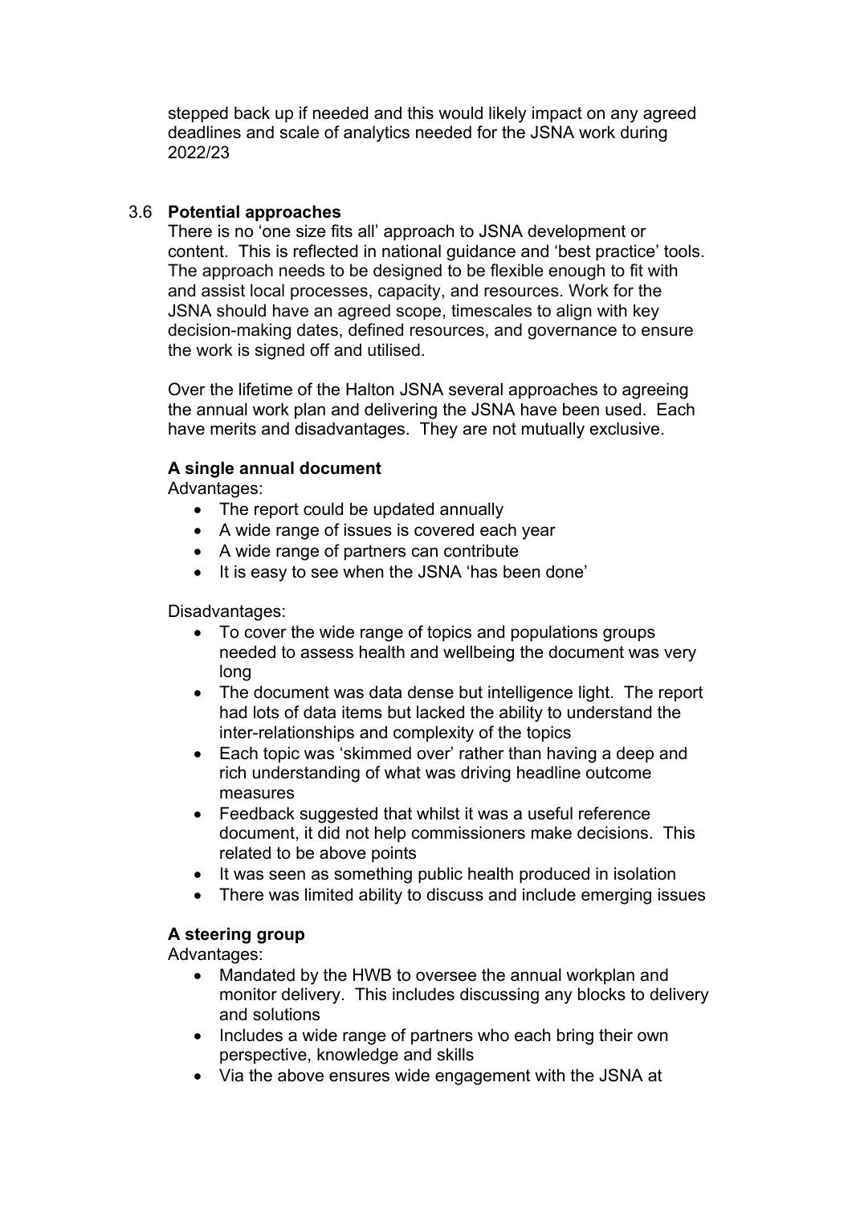stepped back up if needed and this would likely impact on any agreed deadlines and scale of analytics needed for the JSNA work during 2022/23

### 3.6 Potential approaches

There is no 'one size fits all' approach to JSNA development or content. This is reflected in national guidance and 'best practice' tools. The approach needs to be designed to be flexible enough to fit with and assist local processes, capacity, and resources. Work for the JSNA should have an agreed scope, timescales to align with key decision-making dates, defined resources, and governance to ensure the work is signed off and utilised.

Over the lifetime of the Halton JSNA several approaches to agreeing the annual work plan and delivering the JSNA have been used. Each have merits and disadvantages. They are not mutually exclusive.

**A single annual document**

Advantages:

- The report could be updated annually
- A wide range of issues is covered each year
- A wide range of partners can contribute
- It is easy to see when the JSNA 'has been done'

Disadvantages:

- To cover the wide range of topics and populations groups needed to assess health and wellbeing the document was very long
- The document was data dense but intelligence light. The report had lots of data items but lacked the ability to understand the inter-relationships and complexity of the topics
- Each topic was 'skimmed over' rather than having a deep and rich understanding of what was driving headline outcome measures
- Feedback suggested that whilst it was a useful reference document, it did not help commissioners make decisions. This related to be above points
- It was seen as something public health produced in isolation
- There was limited ability to discuss and include emerging issues

**A steering group**

Advantages:

- Mandated by the HWB to oversee the annual workplan and monitor delivery. This includes discussing any blocks to delivery and solutions
- Includes a wide range of partners who each bring their own perspective, knowledge and skills
- Via the above ensures wide engagement with the JSNA at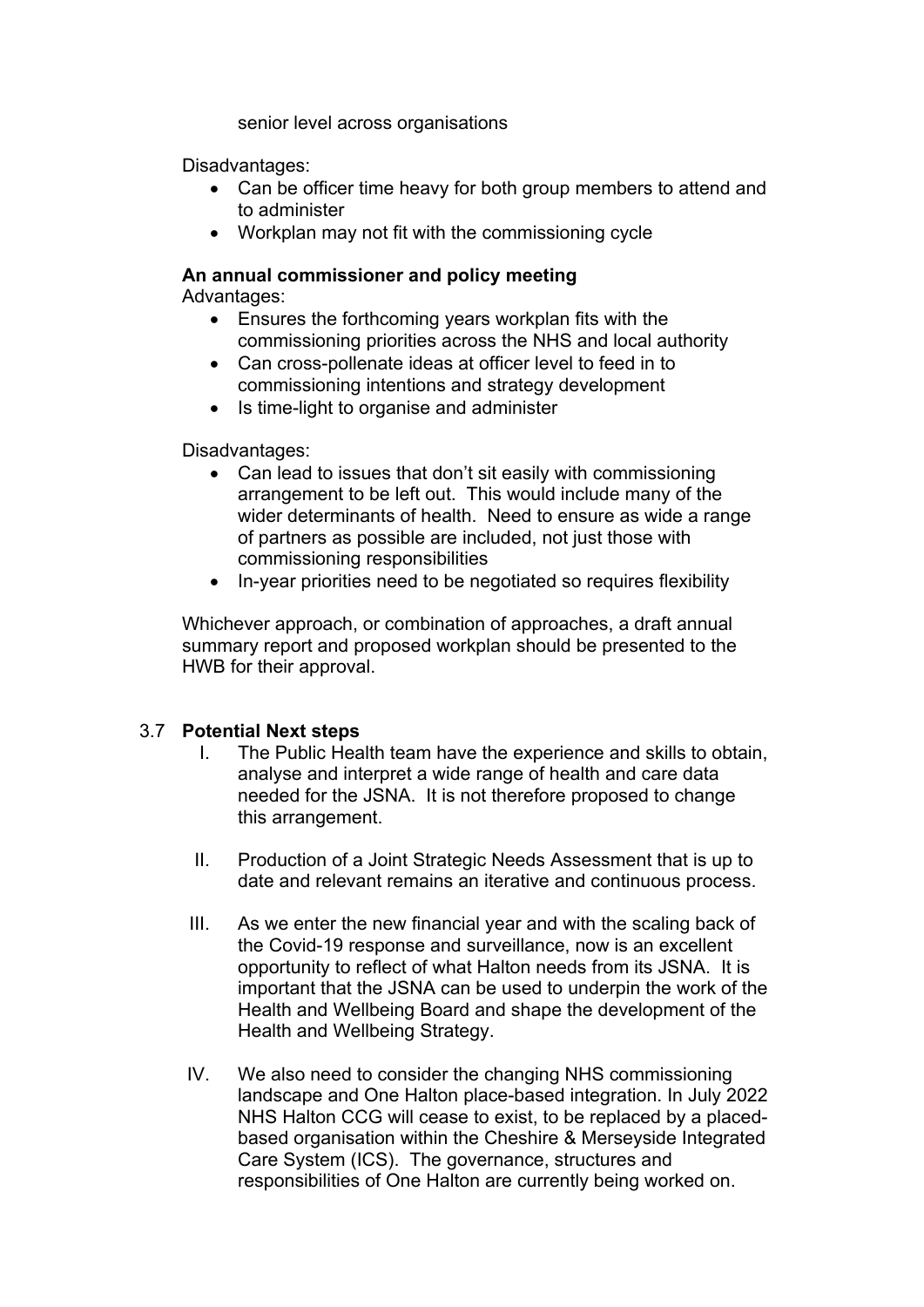senior level across organisations

Disadvantages:

- Can be officer time heavy for both group members to attend and to administer
- Workplan may not fit with the commissioning cycle

**An annual commissioner and policy meeting**

Advantages:

- Ensures the forthcoming years workplan fits with the commissioning priorities across the NHS and local authority
- Can cross-pollenate ideas at officer level to feed in to commissioning intentions and strategy development
- Is time-light to organise and administer

Disadvantages:

- Can lead to issues that don't sit easily with commissioning arrangement to be left out. This would include many of the wider determinants of health. Need to ensure as wide a range of partners as possible are included, not just those with commissioning responsibilities
- In-year priorities need to be negotiated so requires flexibility

Whichever approach, or combination of approaches, a draft annual summary report and proposed workplan should be presented to the HWB for their approval.

3.7 **Potential Next steps**

I. The Public Health team have the experience and skills to obtain, analyse and interpret a wide range of health and care data needed for the JSNA. It is not therefore proposed to change this arrangement.

II. Production of a Joint Strategic Needs Assessment that is up to date and relevant remains an iterative and continuous process.

III. As we enter the new financial year and with the scaling back of the Covid-19 response and surveillance, now is an excellent opportunity to reflect of what Halton needs from its JSNA. It is important that the JSNA can be used to underpin the work of the Health and Wellbeing Board and shape the development of the Health and Wellbeing Strategy.

IV. We also need to consider the changing NHS commissioning landscape and One Halton place-based integration. In July 2022 NHS Halton CCG will cease to exist, to be replaced by a placed-based organisation within the Cheshire & Merseyside Integrated Care System (ICS). The governance, structures and responsibilities of One Halton are currently being worked on.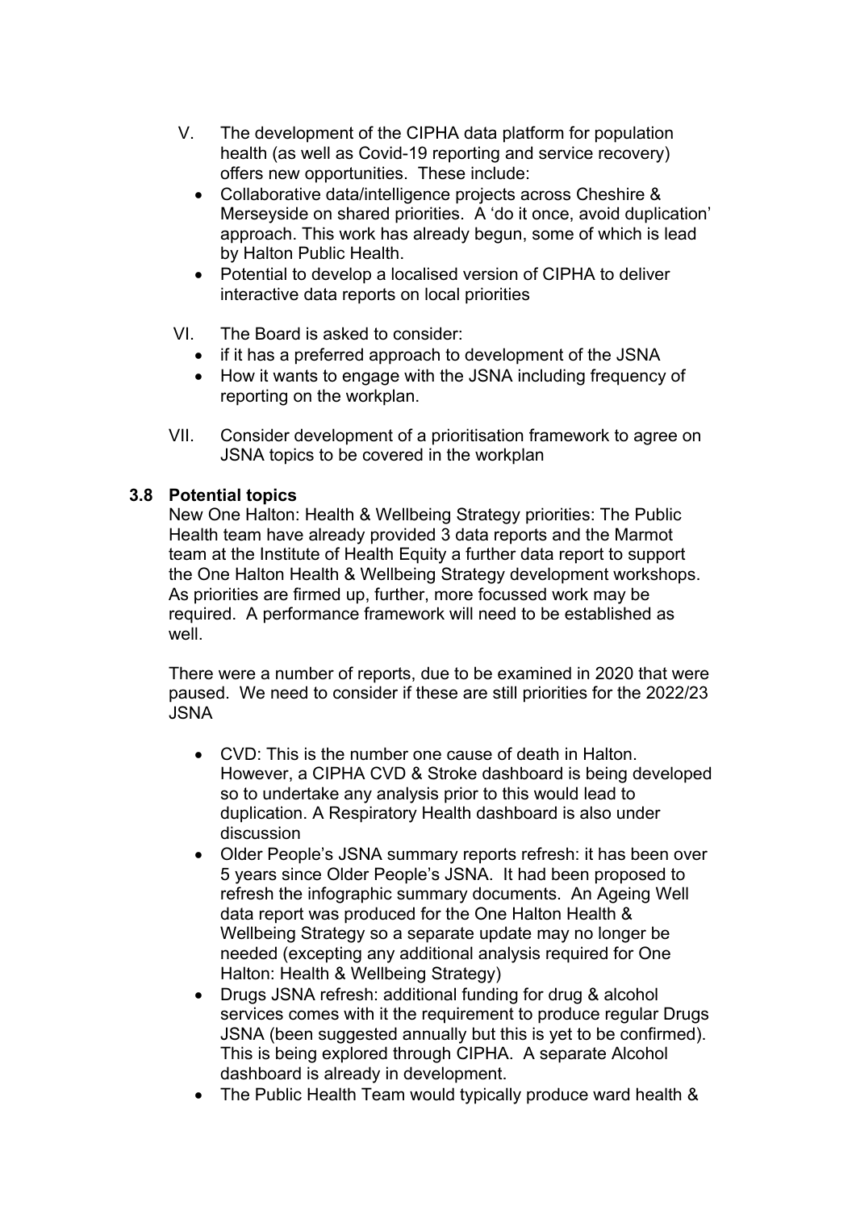V. The development of the CIPHA data platform for population health (as well as Covid-19 reporting and service recovery) offers new opportunities. These include:
   - Collaborative data/intelligence projects across Cheshire & Merseyside on shared priorities. A 'do it once, avoid duplication' approach. This work has already begun, some of which is lead by Halton Public Health.
   - Potential to develop a localised version of CIPHA to deliver interactive data reports on local priorities

VI. The Board is asked to consider:
   - if it has a preferred approach to development of the JSNA
   - How it wants to engage with the JSNA including frequency of reporting on the workplan.

VII. Consider development of a prioritisation framework to agree on JSNA topics to be covered in the workplan

**3.8 Potential topics**

New One Halton: Health & Wellbeing Strategy priorities: The Public Health team have already provided 3 data reports and the Marmot team at the Institute of Health Equity a further data report to support the One Halton Health & Wellbeing Strategy development workshops. As priorities are firmed up, further, more focussed work may be required. A performance framework will need to be established as well.

There were a number of reports, due to be examined in 2020 that were paused. We need to consider if these are still priorities for the 2022/23 JSNA

- CVD: This is the number one cause of death in Halton. However, a CIPHA CVD & Stroke dashboard is being developed so to undertake any analysis prior to this would lead to duplication. A Respiratory Health dashboard is also under discussion
- Older People's JSNA summary reports refresh: it has been over 5 years since Older People's JSNA. It had been proposed to refresh the infographic summary documents. An Ageing Well data report was produced for the One Halton Health & Wellbeing Strategy so a separate update may no longer be needed (excepting any additional analysis required for One Halton: Health & Wellbeing Strategy)
- Drugs JSNA refresh: additional funding for drug & alcohol services comes with it the requirement to produce regular Drugs JSNA (been suggested annually but this is yet to be confirmed). This is being explored through CIPHA. A separate Alcohol dashboard is already in development.
- The Public Health Team would typically produce ward health &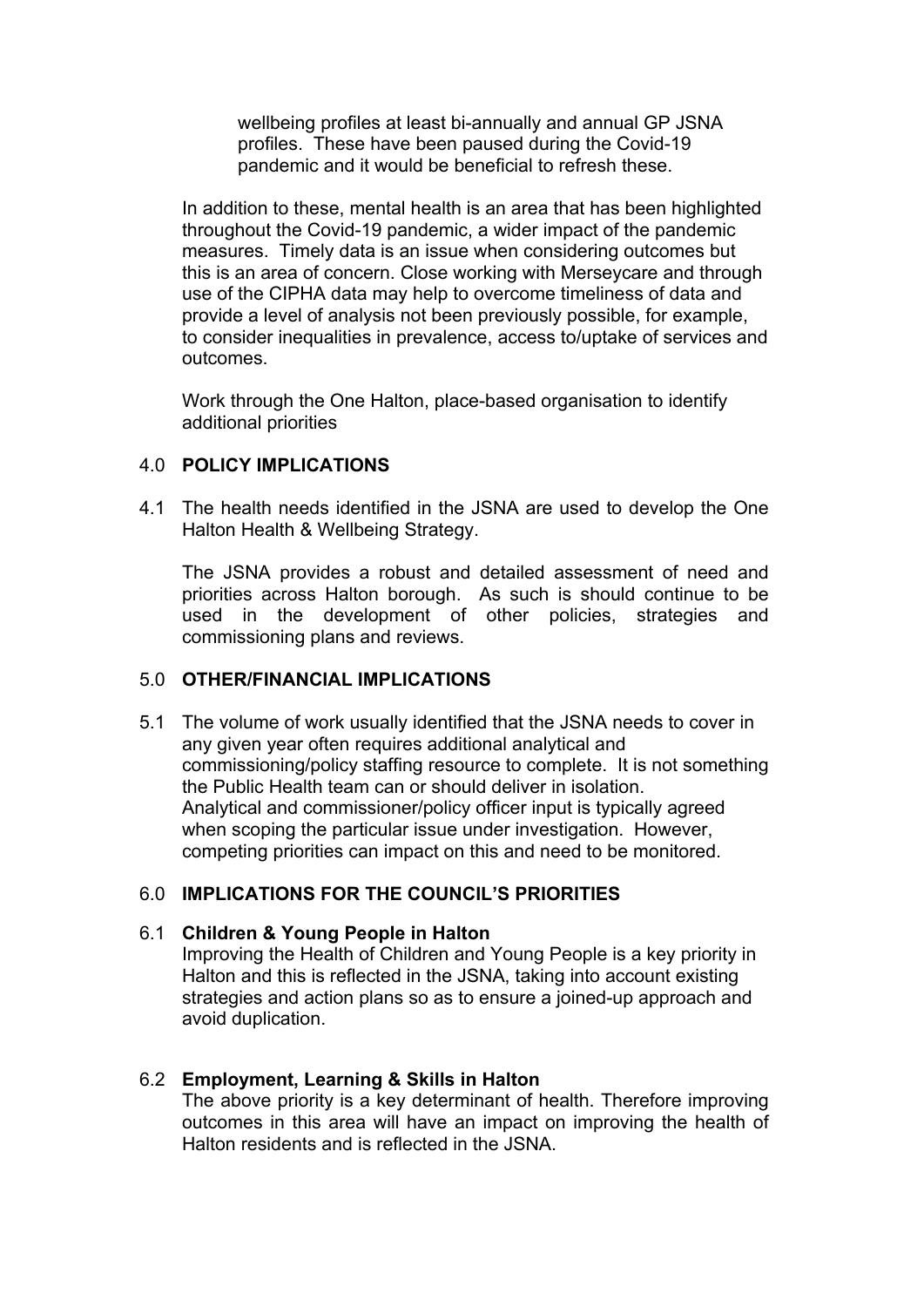wellbeing profiles at least bi-annually and annual GP JSNA profiles. These have been paused during the Covid-19 pandemic and it would be beneficial to refresh these.

In addition to these, mental health is an area that has been highlighted throughout the Covid-19 pandemic, a wider impact of the pandemic measures. Timely data is an issue when considering outcomes but this is an area of concern. Close working with Merseycare and through use of the CIPHA data may help to overcome timeliness of data and provide a level of analysis not been previously possible, for example, to consider inequalities in prevalence, access to/uptake of services and outcomes.

Work through the One Halton, place-based organisation to identify additional priorities

## 4.0 POLICY IMPLICATIONS

4.1 The health needs identified in the JSNA are used to develop the One Halton Health & Wellbeing Strategy.

The JSNA provides a robust and detailed assessment of need and priorities across Halton borough. As such is should continue to be used in the development of other policies, strategies and commissioning plans and reviews.

## 5.0 OTHER/FINANCIAL IMPLICATIONS

5.1 The volume of work usually identified that the JSNA needs to cover in any given year often requires additional analytical and commissioning/policy staffing resource to complete. It is not something the Public Health team can or should deliver in isolation. Analytical and commissioner/policy officer input is typically agreed when scoping the particular issue under investigation. However, competing priorities can impact on this and need to be monitored.

## 6.0 IMPLICATIONS FOR THE COUNCIL'S PRIORITIES

### 6.1 Children & Young People in Halton

Improving the Health of Children and Young People is a key priority in Halton and this is reflected in the JSNA, taking into account existing strategies and action plans so as to ensure a joined-up approach and avoid duplication.

### 6.2 Employment, Learning & Skills in Halton

The above priority is a key determinant of health. Therefore improving outcomes in this area will have an impact on improving the health of Halton residents and is reflected in the JSNA.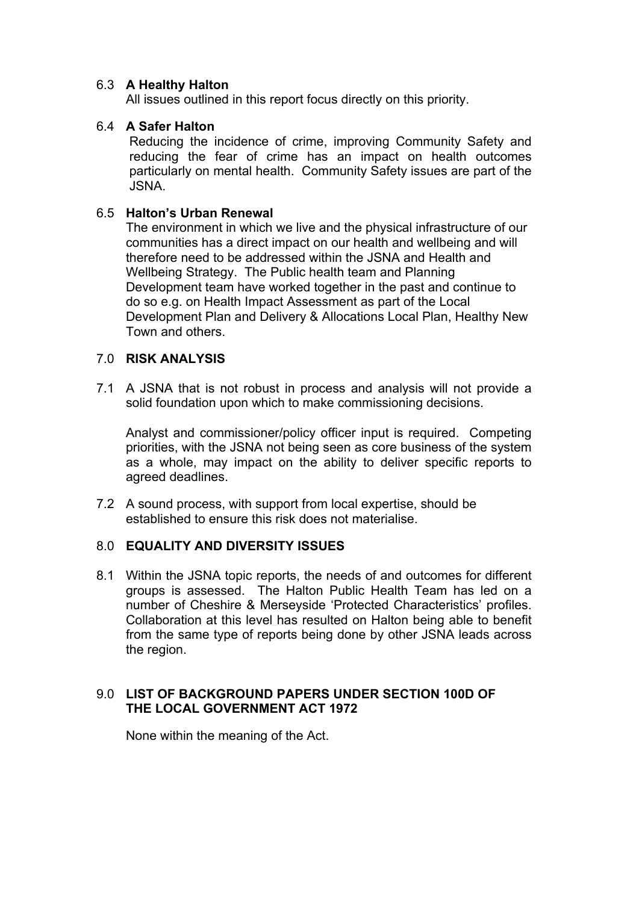### 6.3 A Healthy Halton

All issues outlined in this report focus directly on this priority.

### 6.4 A Safer Halton

Reducing the incidence of crime, improving Community Safety and reducing the fear of crime has an impact on health outcomes particularly on mental health. Community Safety issues are part of the JSNA.

### 6.5 Halton's Urban Renewal

The environment in which we live and the physical infrastructure of our communities has a direct impact on our health and wellbeing and will therefore need to be addressed within the JSNA and Health and Wellbeing Strategy. The Public health team and Planning Development team have worked together in the past and continue to do so e.g. on Health Impact Assessment as part of the Local Development Plan and Delivery & Allocations Local Plan, Healthy New Town and others.

## 7.0 RISK ANALYSIS

7.1 A JSNA that is not robust in process and analysis will not provide a solid foundation upon which to make commissioning decisions.

Analyst and commissioner/policy officer input is required. Competing priorities, with the JSNA not being seen as core business of the system as a whole, may impact on the ability to deliver specific reports to agreed deadlines.

7.2 A sound process, with support from local expertise, should be established to ensure this risk does not materialise.

## 8.0 EQUALITY AND DIVERSITY ISSUES

8.1 Within the JSNA topic reports, the needs of and outcomes for different groups is assessed. The Halton Public Health Team has led on a number of Cheshire & Merseyside 'Protected Characteristics' profiles. Collaboration at this level has resulted on Halton being able to benefit from the same type of reports being done by other JSNA leads across the region.

## 9.0 LIST OF BACKGROUND PAPERS UNDER SECTION 100D OF THE LOCAL GOVERNMENT ACT 1972

None within the meaning of the Act.